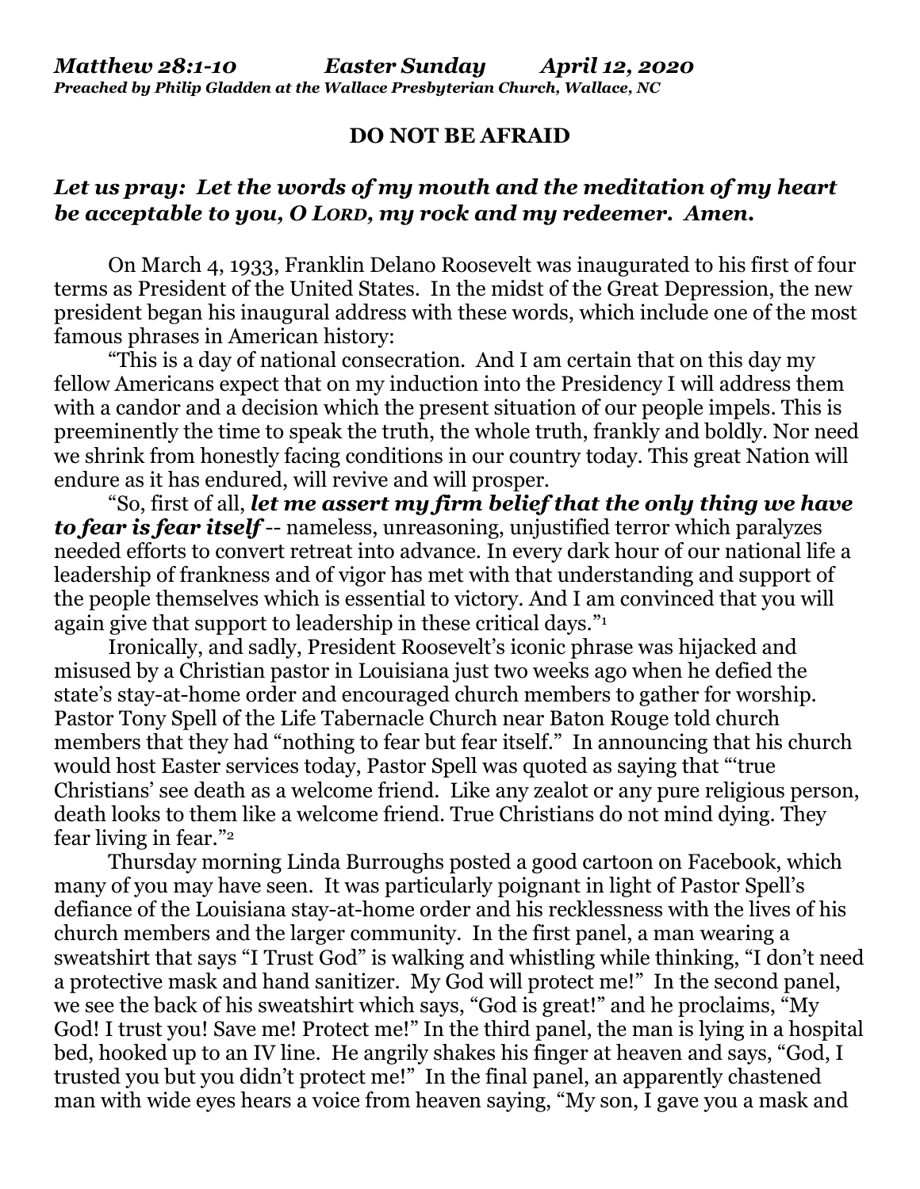***Matthew 28:1-10 Easter Sunday April 12, 2020***
***Preached by Philip Gladden at the Wallace Presbyterian Church, Wallace, NC***

## DO NOT BE AFRAID

### *Let us pray: Let the words of my mouth and the meditation of my heart be acceptable to you, O LORD, my rock and my redeemer. Amen.*

On March 4, 1933, Franklin Delano Roosevelt was inaugurated to his first of four terms as President of the United States. In the midst of the Great Depression, the new president began his inaugural address with these words, which include one of the most famous phrases in American history:

"This is a day of national consecration. And I am certain that on this day my fellow Americans expect that on my induction into the Presidency I will address them with a candor and a decision which the present situation of our people impels. This is preeminently the time to speak the truth, the whole truth, frankly and boldly. Nor need we shrink from honestly facing conditions in our country today. This great Nation will endure as it has endured, will revive and will prosper.

"So, first of all, ***let me assert my firm belief that the only thing we have to fear is fear itself*** -- nameless, unreasoning, unjustified terror which paralyzes needed efforts to convert retreat into advance. In every dark hour of our national life a leadership of frankness and of vigor has met with that understanding and support of the people themselves which is essential to victory. And I am convinced that you will again give that support to leadership in these critical days."[1]

Ironically, and sadly, President Roosevelt's iconic phrase was hijacked and misused by a Christian pastor in Louisiana just two weeks ago when he defied the state's stay-at-home order and encouraged church members to gather for worship. Pastor Tony Spell of the Life Tabernacle Church near Baton Rouge told church members that they had "nothing to fear but fear itself." In announcing that his church would host Easter services today, Pastor Spell was quoted as saying that "'true Christians' see death as a welcome friend. Like any zealot or any pure religious person, death looks to them like a welcome friend. True Christians do not mind dying. They fear living in fear."[2]

Thursday morning Linda Burroughs posted a good cartoon on Facebook, which many of you may have seen. It was particularly poignant in light of Pastor Spell's defiance of the Louisiana stay-at-home order and his recklessness with the lives of his church members and the larger community. In the first panel, a man wearing a sweatshirt that says "I Trust God" is walking and whistling while thinking, "I don't need a protective mask and hand sanitizer. My God will protect me!" In the second panel, we see the back of his sweatshirt which says, "God is great!" and he proclaims, "My God! I trust you! Save me! Protect me!" In the third panel, the man is lying in a hospital bed, hooked up to an IV line. He angrily shakes his finger at heaven and says, "God, I trusted you but you didn't protect me!" In the final panel, an apparently chastened man with wide eyes hears a voice from heaven saying, "My son, I gave you a mask and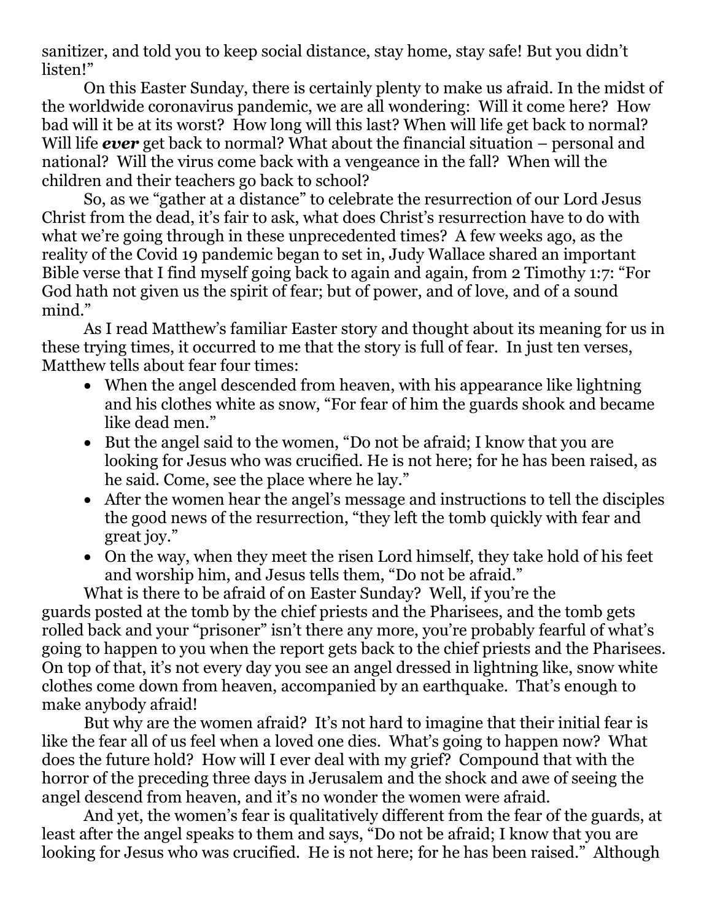sanitizer, and told you to keep social distance, stay home, stay safe! But you didn't listen!"

On this Easter Sunday, there is certainly plenty to make us afraid. In the midst of the worldwide coronavirus pandemic, we are all wondering: Will it come here? How bad will it be at its worst? How long will this last? When will life get back to normal? Will life ***ever*** get back to normal? What about the financial situation – personal and national? Will the virus come back with a vengeance in the fall? When will the children and their teachers go back to school?

So, as we "gather at a distance" to celebrate the resurrection of our Lord Jesus Christ from the dead, it's fair to ask, what does Christ's resurrection have to do with what we're going through in these unprecedented times? A few weeks ago, as the reality of the Covid 19 pandemic began to set in, Judy Wallace shared an important Bible verse that I find myself going back to again and again, from 2 Timothy 1:7: "For God hath not given us the spirit of fear; but of power, and of love, and of a sound mind."

As I read Matthew's familiar Easter story and thought about its meaning for us in these trying times, it occurred to me that the story is full of fear. In just ten verses, Matthew tells about fear four times:

- When the angel descended from heaven, with his appearance like lightning and his clothes white as snow, "For fear of him the guards shook and became like dead men."
- But the angel said to the women, "Do not be afraid; I know that you are looking for Jesus who was crucified. He is not here; for he has been raised, as he said. Come, see the place where he lay."
- After the women hear the angel's message and instructions to tell the disciples the good news of the resurrection, "they left the tomb quickly with fear and great joy."
- On the way, when they meet the risen Lord himself, they take hold of his feet and worship him, and Jesus tells them, "Do not be afraid."

What is there to be afraid of on Easter Sunday? Well, if you're the guards posted at the tomb by the chief priests and the Pharisees, and the tomb gets rolled back and your "prisoner" isn't there any more, you're probably fearful of what's going to happen to you when the report gets back to the chief priests and the Pharisees. On top of that, it's not every day you see an angel dressed in lightning like, snow white clothes come down from heaven, accompanied by an earthquake. That's enough to make anybody afraid!

But why are the women afraid? It's not hard to imagine that their initial fear is like the fear all of us feel when a loved one dies. What's going to happen now? What does the future hold? How will I ever deal with my grief? Compound that with the horror of the preceding three days in Jerusalem and the shock and awe of seeing the angel descend from heaven, and it's no wonder the women were afraid.

And yet, the women's fear is qualitatively different from the fear of the guards, at least after the angel speaks to them and says, "Do not be afraid; I know that you are looking for Jesus who was crucified. He is not here; for he has been raised." Although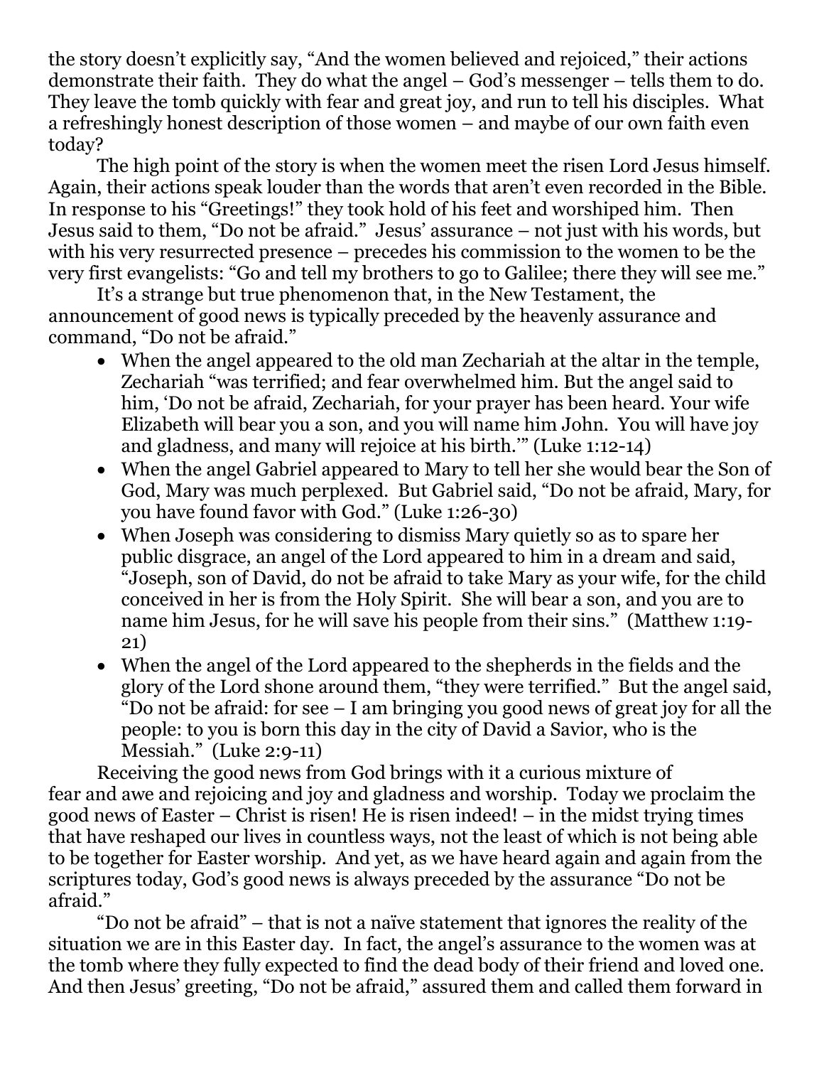the story doesn't explicitly say, "And the women believed and rejoiced," their actions demonstrate their faith. They do what the angel – God's messenger – tells them to do. They leave the tomb quickly with fear and great joy, and run to tell his disciples. What a refreshingly honest description of those women – and maybe of our own faith even today?

The high point of the story is when the women meet the risen Lord Jesus himself. Again, their actions speak louder than the words that aren't even recorded in the Bible. In response to his "Greetings!" they took hold of his feet and worshiped him. Then Jesus said to them, "Do not be afraid." Jesus' assurance – not just with his words, but with his very resurrected presence – precedes his commission to the women to be the very first evangelists: "Go and tell my brothers to go to Galilee; there they will see me."

It's a strange but true phenomenon that, in the New Testament, the announcement of good news is typically preceded by the heavenly assurance and command, "Do not be afraid."

- When the angel appeared to the old man Zechariah at the altar in the temple, Zechariah "was terrified; and fear overwhelmed him. But the angel said to him, 'Do not be afraid, Zechariah, for your prayer has been heard. Your wife Elizabeth will bear you a son, and you will name him John. You will have joy and gladness, and many will rejoice at his birth.'" (Luke 1:12-14)
- When the angel Gabriel appeared to Mary to tell her she would bear the Son of God, Mary was much perplexed. But Gabriel said, "Do not be afraid, Mary, for you have found favor with God." (Luke 1:26-30)
- When Joseph was considering to dismiss Mary quietly so as to spare her public disgrace, an angel of the Lord appeared to him in a dream and said, "Joseph, son of David, do not be afraid to take Mary as your wife, for the child conceived in her is from the Holy Spirit. She will bear a son, and you are to name him Jesus, for he will save his people from their sins." (Matthew 1:19-21)
- When the angel of the Lord appeared to the shepherds in the fields and the glory of the Lord shone around them, "they were terrified." But the angel said, "Do not be afraid: for see – I am bringing you good news of great joy for all the people: to you is born this day in the city of David a Savior, who is the Messiah." (Luke 2:9-11)

Receiving the good news from God brings with it a curious mixture of fear and awe and rejoicing and joy and gladness and worship. Today we proclaim the good news of Easter – Christ is risen! He is risen indeed! – in the midst trying times that have reshaped our lives in countless ways, not the least of which is not being able to be together for Easter worship. And yet, as we have heard again and again from the scriptures today, God's good news is always preceded by the assurance "Do not be afraid."

"Do not be afraid" – that is not a naïve statement that ignores the reality of the situation we are in this Easter day. In fact, the angel's assurance to the women was at the tomb where they fully expected to find the dead body of their friend and loved one. And then Jesus' greeting, "Do not be afraid," assured them and called them forward in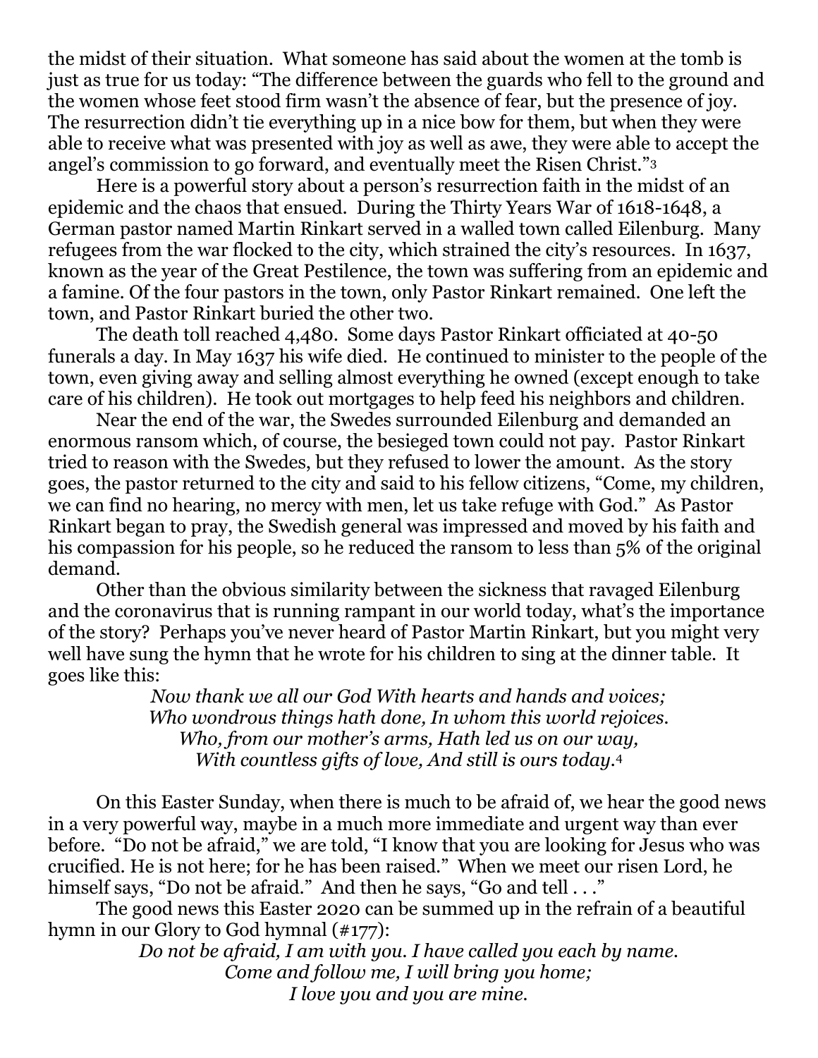the midst of their situation. What someone has said about the women at the tomb is just as true for us today: "The difference between the guards who fell to the ground and the women whose feet stood firm wasn't the absence of fear, but the presence of joy. The resurrection didn't tie everything up in a nice bow for them, but when they were able to receive what was presented with joy as well as awe, they were able to accept the angel's commission to go forward, and eventually meet the Risen Christ."[3]

Here is a powerful story about a person's resurrection faith in the midst of an epidemic and the chaos that ensued. During the Thirty Years War of 1618-1648, a German pastor named Martin Rinkart served in a walled town called Eilenburg. Many refugees from the war flocked to the city, which strained the city's resources. In 1637, known as the year of the Great Pestilence, the town was suffering from an epidemic and a famine. Of the four pastors in the town, only Pastor Rinkart remained. One left the town, and Pastor Rinkart buried the other two.

The death toll reached 4,480. Some days Pastor Rinkart officiated at 40-50 funerals a day. In May 1637 his wife died. He continued to minister to the people of the town, even giving away and selling almost everything he owned (except enough to take care of his children). He took out mortgages to help feed his neighbors and children.

Near the end of the war, the Swedes surrounded Eilenburg and demanded an enormous ransom which, of course, the besieged town could not pay. Pastor Rinkart tried to reason with the Swedes, but they refused to lower the amount. As the story goes, the pastor returned to the city and said to his fellow citizens, "Come, my children, we can find no hearing, no mercy with men, let us take refuge with God." As Pastor Rinkart began to pray, the Swedish general was impressed and moved by his faith and his compassion for his people, so he reduced the ransom to less than 5% of the original demand.

Other than the obvious similarity between the sickness that ravaged Eilenburg and the coronavirus that is running rampant in our world today, what's the importance of the story? Perhaps you've never heard of Pastor Martin Rinkart, but you might very well have sung the hymn that he wrote for his children to sing at the dinner table. It goes like this:

*Now thank we all our God With hearts and hands and voices;*
*Who wondrous things hath done, In whom this world rejoices.*
*Who, from our mother's arms, Hath led us on our way,*
*With countless gifts of love, And still is ours today.*[4]

On this Easter Sunday, when there is much to be afraid of, we hear the good news in a very powerful way, maybe in a much more immediate and urgent way than ever before. "Do not be afraid," we are told, "I know that you are looking for Jesus who was crucified. He is not here; for he has been raised." When we meet our risen Lord, he himself says, "Do not be afraid." And then he says, "Go and tell . . ."

The good news this Easter 2020 can be summed up in the refrain of a beautiful hymn in our Glory to God hymnal (#177):

*Do not be afraid, I am with you. I have called you each by name.*
*Come and follow me, I will bring you home;*
*I love you and you are mine.*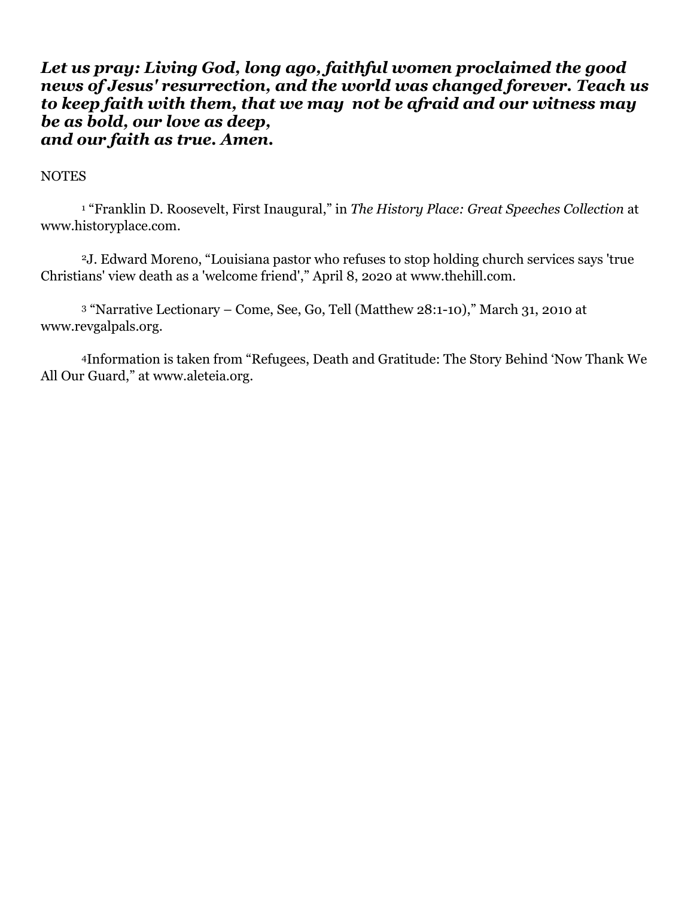***Let us pray: Living God, long ago, faithful women proclaimed the good news of Jesus' resurrection, and the world was changed forever. Teach us to keep faith with them, that we may not be afraid and our witness may be as bold, our love as deep,***
***and our faith as true. Amen.***

NOTES

[1] "Franklin D. Roosevelt, First Inaugural," in *The History Place: Great Speeches Collection* at www.historyplace.com.

[2] J. Edward Moreno, "Louisiana pastor who refuses to stop holding church services says 'true Christians' view death as a 'welcome friend'," April 8, 2020 at www.thehill.com.

[3] "Narrative Lectionary – Come, See, Go, Tell (Matthew 28:1-10)," March 31, 2010 at www.revgalpals.org.

[4] Information is taken from "Refugees, Death and Gratitude: The Story Behind 'Now Thank We All Our Guard," at www.aleteia.org.